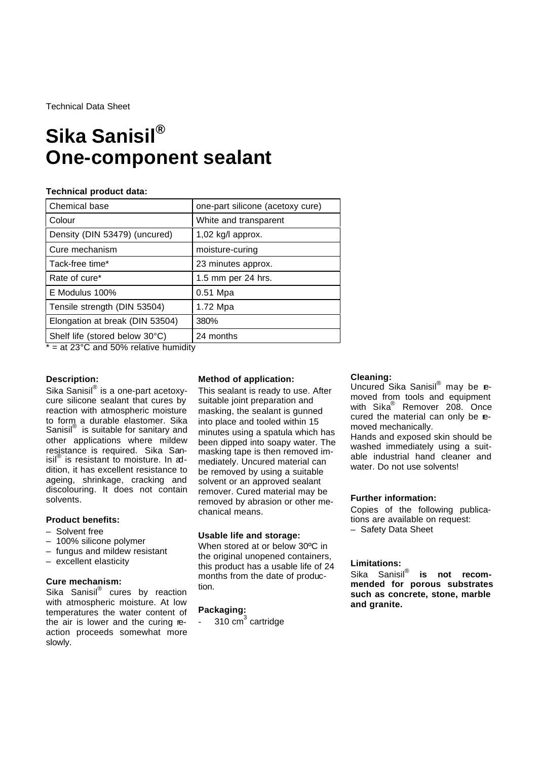Technical Data Sheet

# Sika Sanisil®
# One-component sealant

**Technical product data:**

| Chemical base | one-part silicone (acetoxy cure) |
|---|---|
| Colour | White and transparent |
| Density (DIN 53479) (uncured) | 1,02 kg/l approx. |
| Cure mechanism | moisture-curing |
| Tack-free time* | 23 minutes approx. |
| Rate of cure* | 1.5 mm per 24 hrs. |
| E Modulus 100% | 0.51 Mpa |
| Tensile strength (DIN 53504) | 1.72 Mpa |
| Elongation at break (DIN 53504) | 380% |
| Shelf life (stored below 30°C) | 24 months |

* = at 23°C and 50% relative humidity

### Description:

Sika Sanisil® is a one-part acetoxy-cure silicone sealant that cures by reaction with atmospheric moisture to form a durable elastomer. Sika Sanisil® is suitable for sanitary and other applications where mildew resistance is required. Sika Sanisil® is resistant to moisture. In addition, it has excellent resistance to ageing, shrinkage, cracking and discolouring. It does not contain solvents.

### Product benefits:

- Solvent free
- 100% silicone polymer
- fungus and mildew resistant
- excellent elasticity

### Cure mechanism:

Sika Sanisil® cures by reaction with atmospheric moisture. At low temperatures the water content of the air is lower and the curing reaction proceeds somewhat more slowly.

### Method of application:

This sealant is ready to use. After suitable joint preparation and masking, the sealant is gunned into place and tooled within 15 minutes using a spatula which has been dipped into soapy water. The masking tape is then removed immediately. Uncured material can be removed by using a suitable solvent or an approved sealant remover. Cured material may be removed by abrasion or other mechanical means.

### Usable life and storage:

When stored at or below 30ºC in the original unopened containers, this product has a usable life of 24 months from the date of production.

### Packaging:

- 310 cm³ cartridge

### Cleaning:

Uncured Sika Sanisil® may be removed from tools and equipment with Sika® Remover 208. Once cured the material can only be removed mechanically.

Hands and exposed skin should be washed immediately using a suitable industrial hand cleaner and water. Do not use solvents!

### Further information:

Copies of the following publications are available on request:

- Safety Data Sheet

### Limitations:

Sika Sanisil® **is not recommended for porous substrates such as concrete, stone, marble and granite.**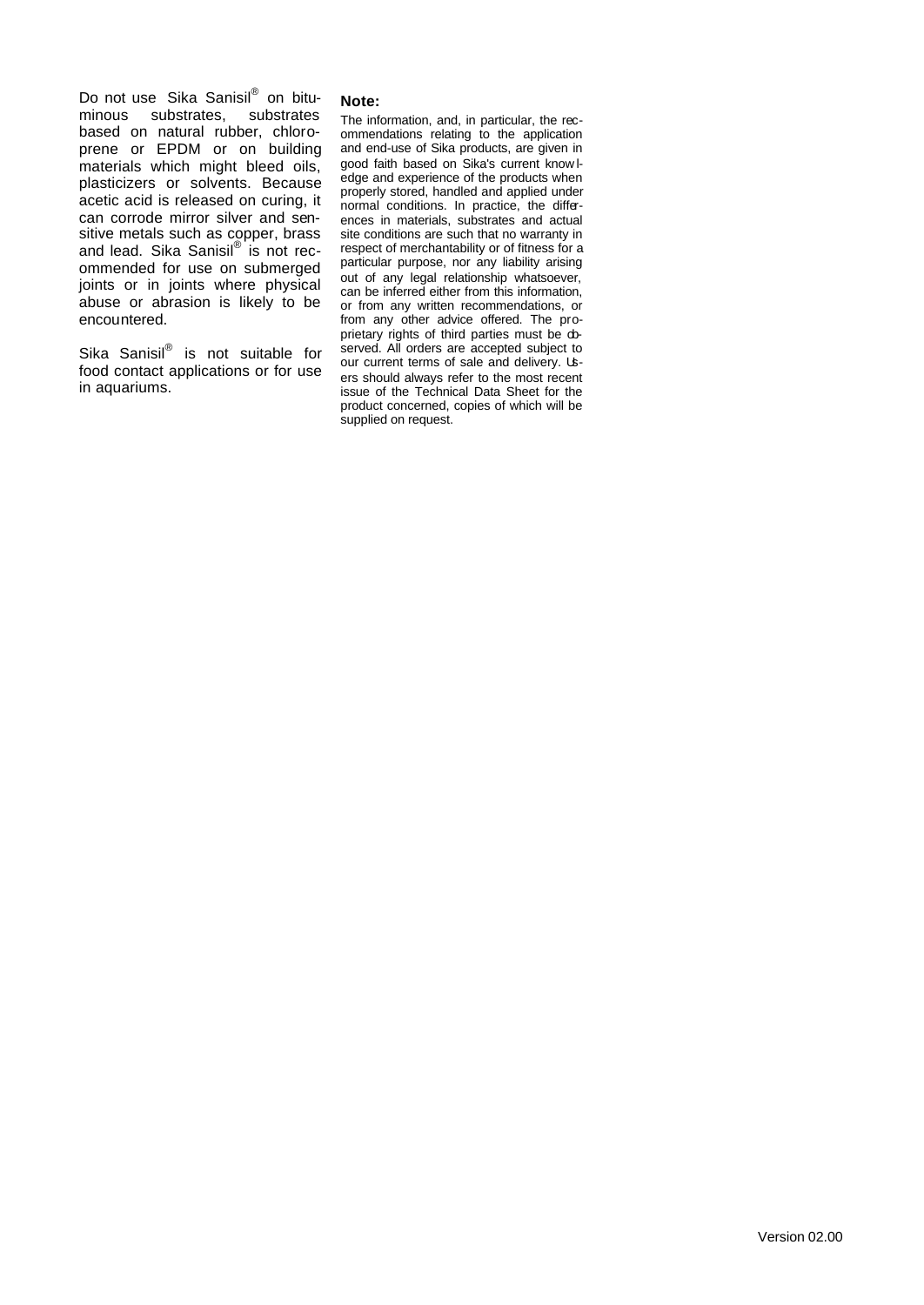Do not use Sika Sanisil® on bituminous substrates, substrates based on natural rubber, chloroprene or EPDM or on building materials which might bleed oils, plasticizers or solvents. Because acetic acid is released on curing, it can corrode mirror silver and sensitive metals such as copper, brass and lead. Sika Sanisil® is not recommended for use on submerged joints or in joints where physical abuse or abrasion is likely to be encountered.

Sika Sanisil® is not suitable for food contact applications or for use in aquariums.

**Note:**

The information, and, in particular, the recommendations relating to the application and end-use of Sika products, are given in good faith based on Sika's current knowledge and experience of the products when properly stored, handled and applied under normal conditions. In practice, the differences in materials, substrates and actual site conditions are such that no warranty in respect of merchantability or of fitness for a particular purpose, nor any liability arising out of any legal relationship whatsoever, can be inferred either from this information, or from any written recommendations, or from any other advice offered. The proprietary rights of third parties must be observed. All orders are accepted subject to our current terms of sale and delivery. Users should always refer to the most recent issue of the Technical Data Sheet for the product concerned, copies of which will be supplied on request.

Version 02.00